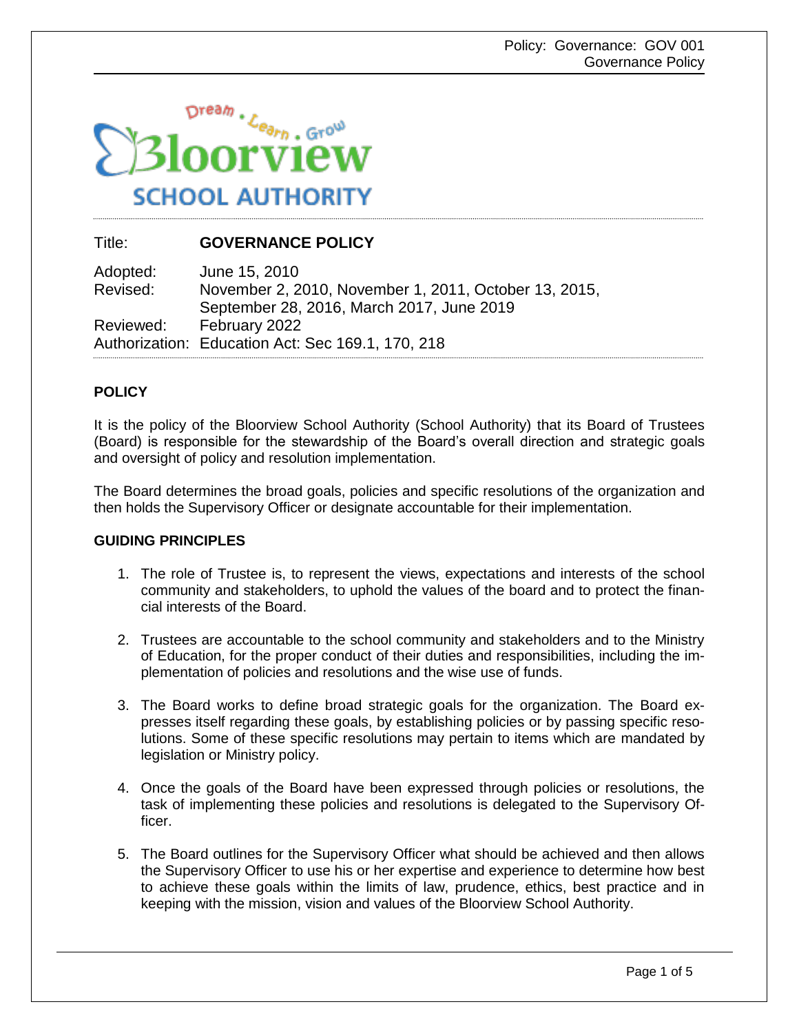Title: **GOVERNANCE POLICY**

Adopted: June 15, 2010
Revised: November 2, 2010, November 1, 2011, October 13, 2015, September 28, 2016, March 2017, June 2019
Reviewed: February 2022
Authorization: Education Act: Sec 169.1, 170, 218

## POLICY

It is the policy of the Bloorview School Authority (School Authority) that its Board of Trustees (Board) is responsible for the stewardship of the Board's overall direction and strategic goals and oversight of policy and resolution implementation.

The Board determines the broad goals, policies and specific resolutions of the organization and then holds the Supervisory Officer or designate accountable for their implementation.

## GUIDING PRINCIPLES

1. The role of Trustee is, to represent the views, expectations and interests of the school community and stakeholders, to uphold the values of the board and to protect the financial interests of the Board.

2. Trustees are accountable to the school community and stakeholders and to the Ministry of Education, for the proper conduct of their duties and responsibilities, including the implementation of policies and resolutions and the wise use of funds.

3. The Board works to define broad strategic goals for the organization. The Board expresses itself regarding these goals, by establishing policies or by passing specific resolutions. Some of these specific resolutions may pertain to items which are mandated by legislation or Ministry policy.

4. Once the goals of the Board have been expressed through policies or resolutions, the task of implementing these policies and resolutions is delegated to the Supervisory Officer.

5. The Board outlines for the Supervisory Officer what should be achieved and then allows the Supervisory Officer to use his or her expertise and experience to determine how best to achieve these goals within the limits of law, prudence, ethics, best practice and in keeping with the mission, vision and values of the Bloorview School Authority.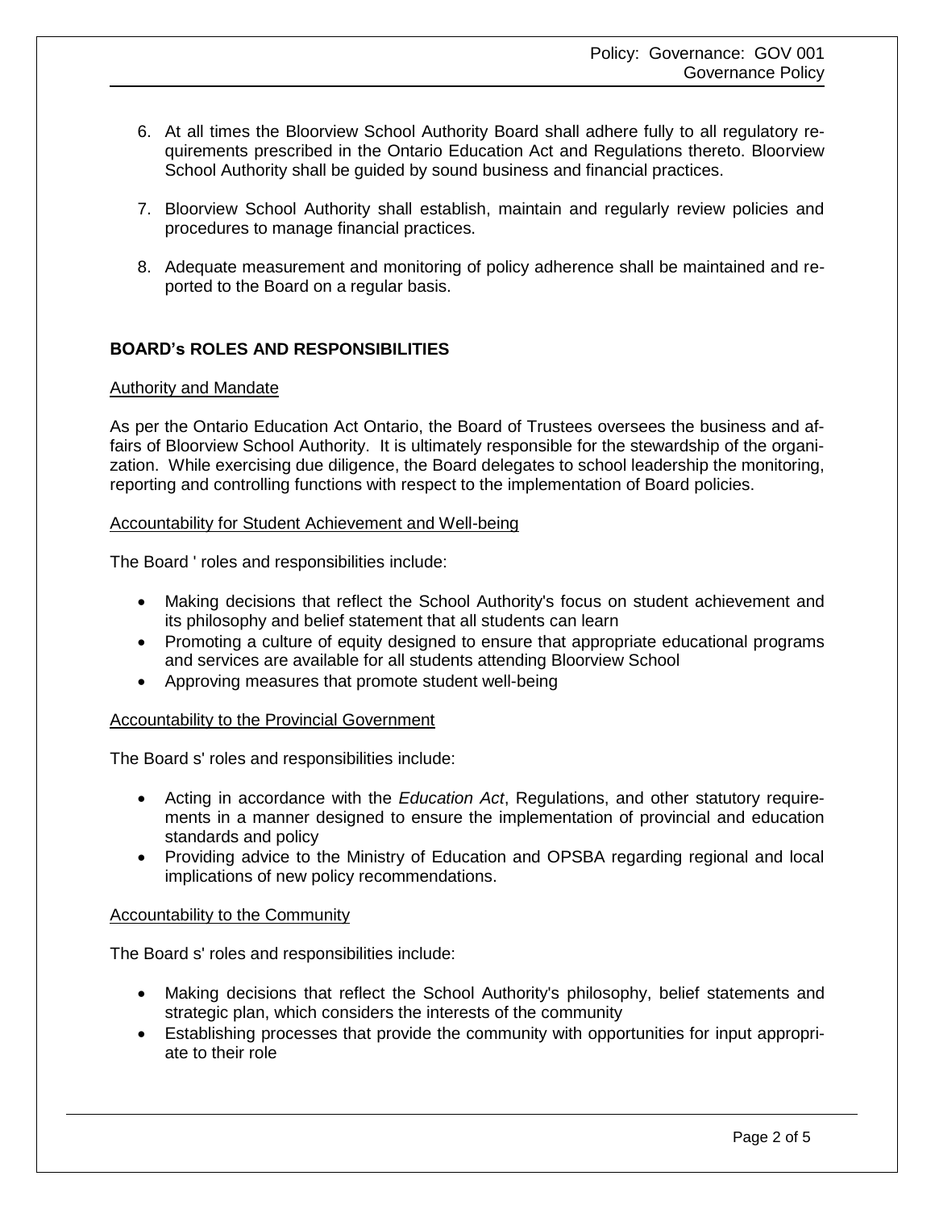6. At all times the Bloorview School Authority Board shall adhere fully to all regulatory requirements prescribed in the Ontario Education Act and Regulations thereto. Bloorview School Authority shall be guided by sound business and financial practices.

7. Bloorview School Authority shall establish, maintain and regularly review policies and procedures to manage financial practices.

8. Adequate measurement and monitoring of policy adherence shall be maintained and reported to the Board on a regular basis.

## BOARD's ROLES AND RESPONSIBILITIES

Authority and Mandate

As per the Ontario Education Act Ontario, the Board of Trustees oversees the business and affairs of Bloorview School Authority. It is ultimately responsible for the stewardship of the organization. While exercising due diligence, the Board delegates to school leadership the monitoring, reporting and controlling functions with respect to the implementation of Board policies.

Accountability for Student Achievement and Well-being

The Board ' roles and responsibilities include:

- Making decisions that reflect the School Authority's focus on student achievement and its philosophy and belief statement that all students can learn
- Promoting a culture of equity designed to ensure that appropriate educational programs and services are available for all students attending Bloorview School
- Approving measures that promote student well-being

Accountability to the Provincial Government

The Board s' roles and responsibilities include:

- Acting in accordance with the *Education Act*, Regulations, and other statutory requirements in a manner designed to ensure the implementation of provincial and education standards and policy
- Providing advice to the Ministry of Education and OPSBA regarding regional and local implications of new policy recommendations.

Accountability to the Community

The Board s' roles and responsibilities include:

- Making decisions that reflect the School Authority's philosophy, belief statements and strategic plan, which considers the interests of the community
- Establishing processes that provide the community with opportunities for input appropriate to their role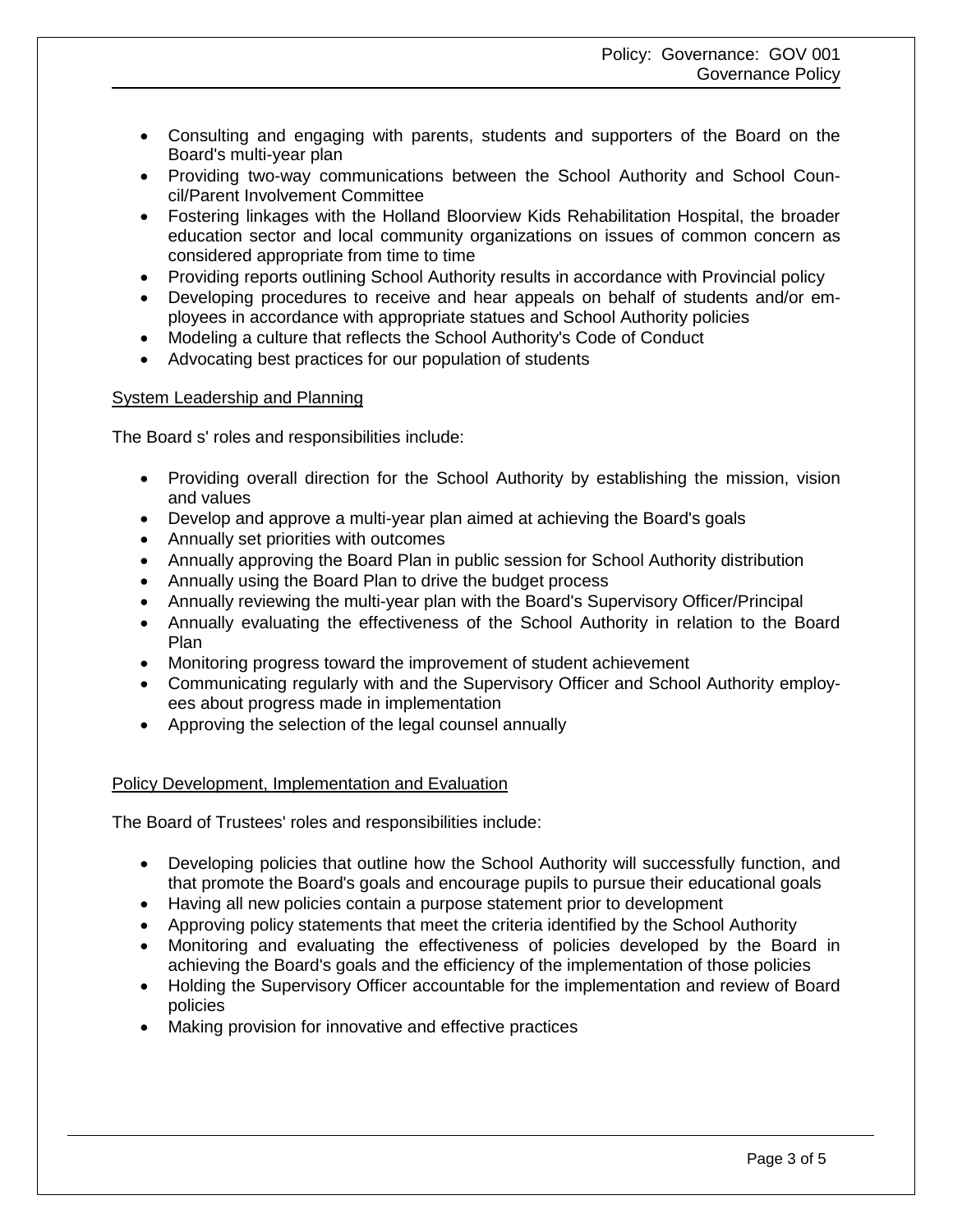- Consulting and engaging with parents, students and supporters of the Board on the Board's multi-year plan
- Providing two-way communications between the School Authority and School Council/Parent Involvement Committee
- Fostering linkages with the Holland Bloorview Kids Rehabilitation Hospital, the broader education sector and local community organizations on issues of common concern as considered appropriate from time to time
- Providing reports outlining School Authority results in accordance with Provincial policy
- Developing procedures to receive and hear appeals on behalf of students and/or employees in accordance with appropriate statues and School Authority policies
- Modeling a culture that reflects the School Authority's Code of Conduct
- Advocating best practices for our population of students

System Leadership and Planning

The Board s' roles and responsibilities include:

- Providing overall direction for the School Authority by establishing the mission, vision and values
- Develop and approve a multi-year plan aimed at achieving the Board's goals
- Annually set priorities with outcomes
- Annually approving the Board Plan in public session for School Authority distribution
- Annually using the Board Plan to drive the budget process
- Annually reviewing the multi-year plan with the Board's Supervisory Officer/Principal
- Annually evaluating the effectiveness of the School Authority in relation to the Board Plan
- Monitoring progress toward the improvement of student achievement
- Communicating regularly with and the Supervisory Officer and School Authority employees about progress made in implementation
- Approving the selection of the legal counsel annually

Policy Development, Implementation and Evaluation

The Board of Trustees' roles and responsibilities include:

- Developing policies that outline how the School Authority will successfully function, and that promote the Board's goals and encourage pupils to pursue their educational goals
- Having all new policies contain a purpose statement prior to development
- Approving policy statements that meet the criteria identified by the School Authority
- Monitoring and evaluating the effectiveness of policies developed by the Board in achieving the Board's goals and the efficiency of the implementation of those policies
- Holding the Supervisory Officer accountable for the implementation and review of Board policies
- Making provision for innovative and effective practices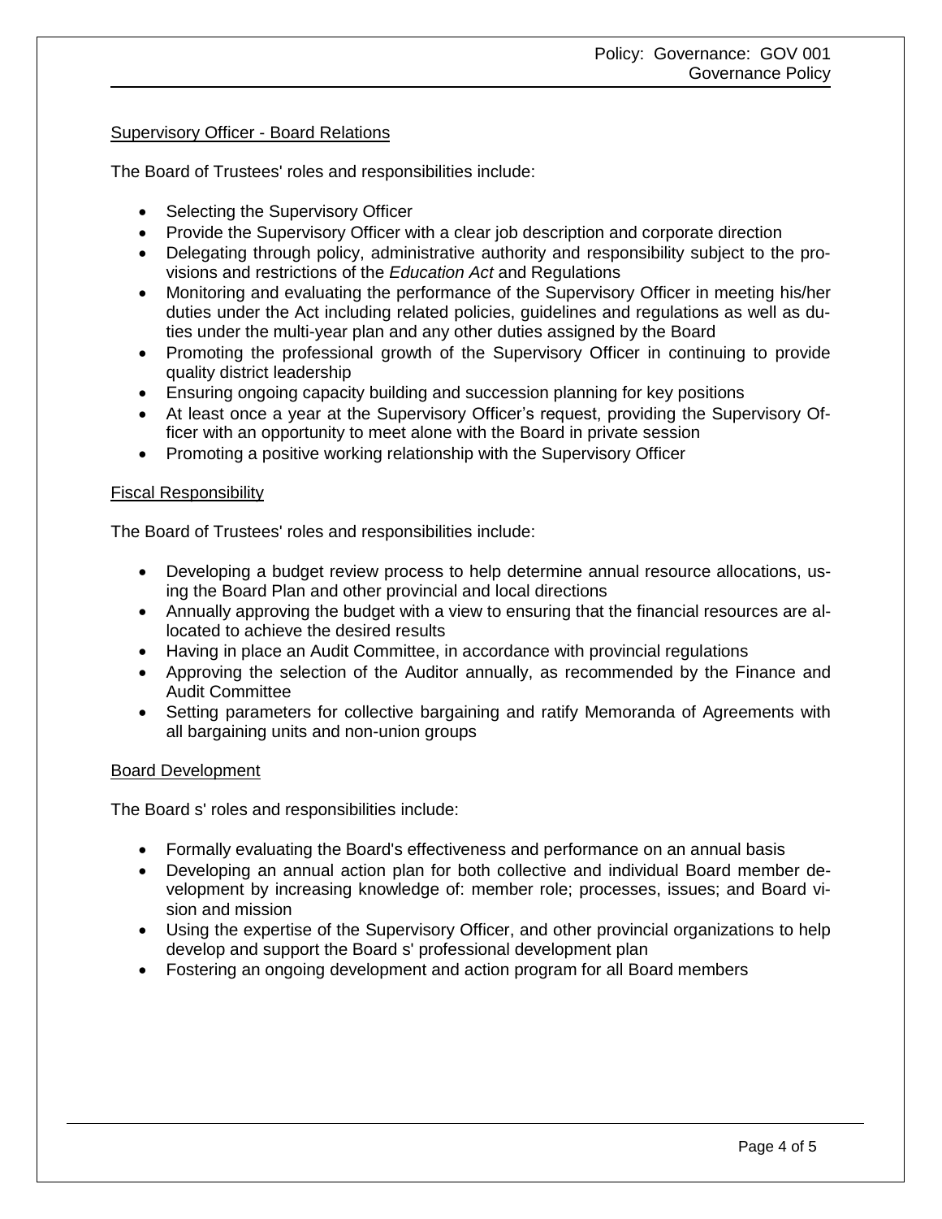### Supervisory Officer - Board Relations

The Board of Trustees' roles and responsibilities include:

- Selecting the Supervisory Officer
- Provide the Supervisory Officer with a clear job description and corporate direction
- Delegating through policy, administrative authority and responsibility subject to the provisions and restrictions of the *Education Act* and Regulations
- Monitoring and evaluating the performance of the Supervisory Officer in meeting his/her duties under the Act including related policies, guidelines and regulations as well as duties under the multi-year plan and any other duties assigned by the Board
- Promoting the professional growth of the Supervisory Officer in continuing to provide quality district leadership
- Ensuring ongoing capacity building and succession planning for key positions
- At least once a year at the Supervisory Officer's request, providing the Supervisory Officer with an opportunity to meet alone with the Board in private session
- Promoting a positive working relationship with the Supervisory Officer

### Fiscal Responsibility

The Board of Trustees' roles and responsibilities include:

- Developing a budget review process to help determine annual resource allocations, using the Board Plan and other provincial and local directions
- Annually approving the budget with a view to ensuring that the financial resources are allocated to achieve the desired results
- Having in place an Audit Committee, in accordance with provincial regulations
- Approving the selection of the Auditor annually, as recommended by the Finance and Audit Committee
- Setting parameters for collective bargaining and ratify Memoranda of Agreements with all bargaining units and non-union groups

### Board Development

The Board s' roles and responsibilities include:

- Formally evaluating the Board's effectiveness and performance on an annual basis
- Developing an annual action plan for both collective and individual Board member development by increasing knowledge of: member role; processes, issues; and Board vision and mission
- Using the expertise of the Supervisory Officer, and other provincial organizations to help develop and support the Board s' professional development plan
- Fostering an ongoing development and action program for all Board members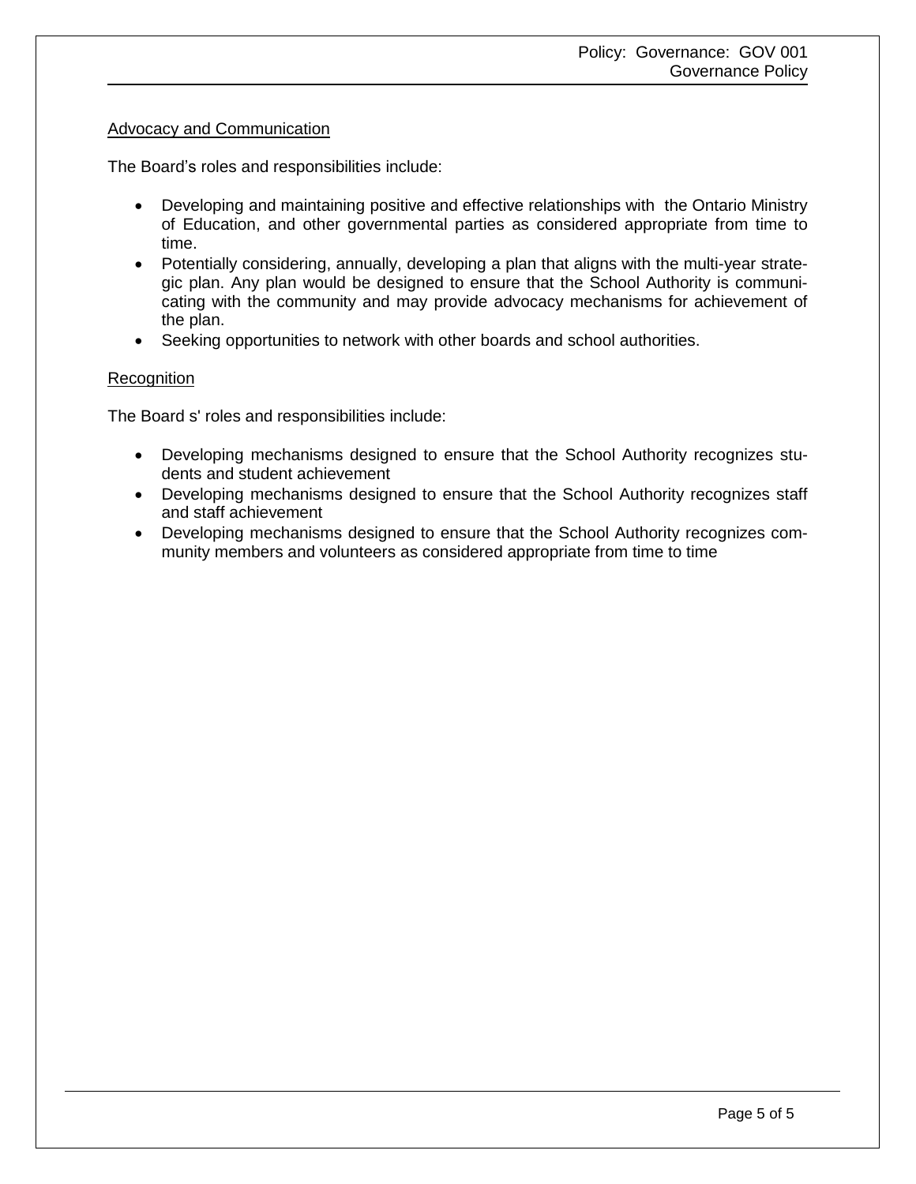Advocacy and Communication

The Board's roles and responsibilities include:

- Developing and maintaining positive and effective relationships with the Ontario Ministry of Education, and other governmental parties as considered appropriate from time to time.
- Potentially considering, annually, developing a plan that aligns with the multi-year strategic plan. Any plan would be designed to ensure that the School Authority is communicating with the community and may provide advocacy mechanisms for achievement of the plan.
- Seeking opportunities to network with other boards and school authorities.

Recognition

The Board s' roles and responsibilities include:

- Developing mechanisms designed to ensure that the School Authority recognizes students and student achievement
- Developing mechanisms designed to ensure that the School Authority recognizes staff and staff achievement
- Developing mechanisms designed to ensure that the School Authority recognizes community members and volunteers as considered appropriate from time to time